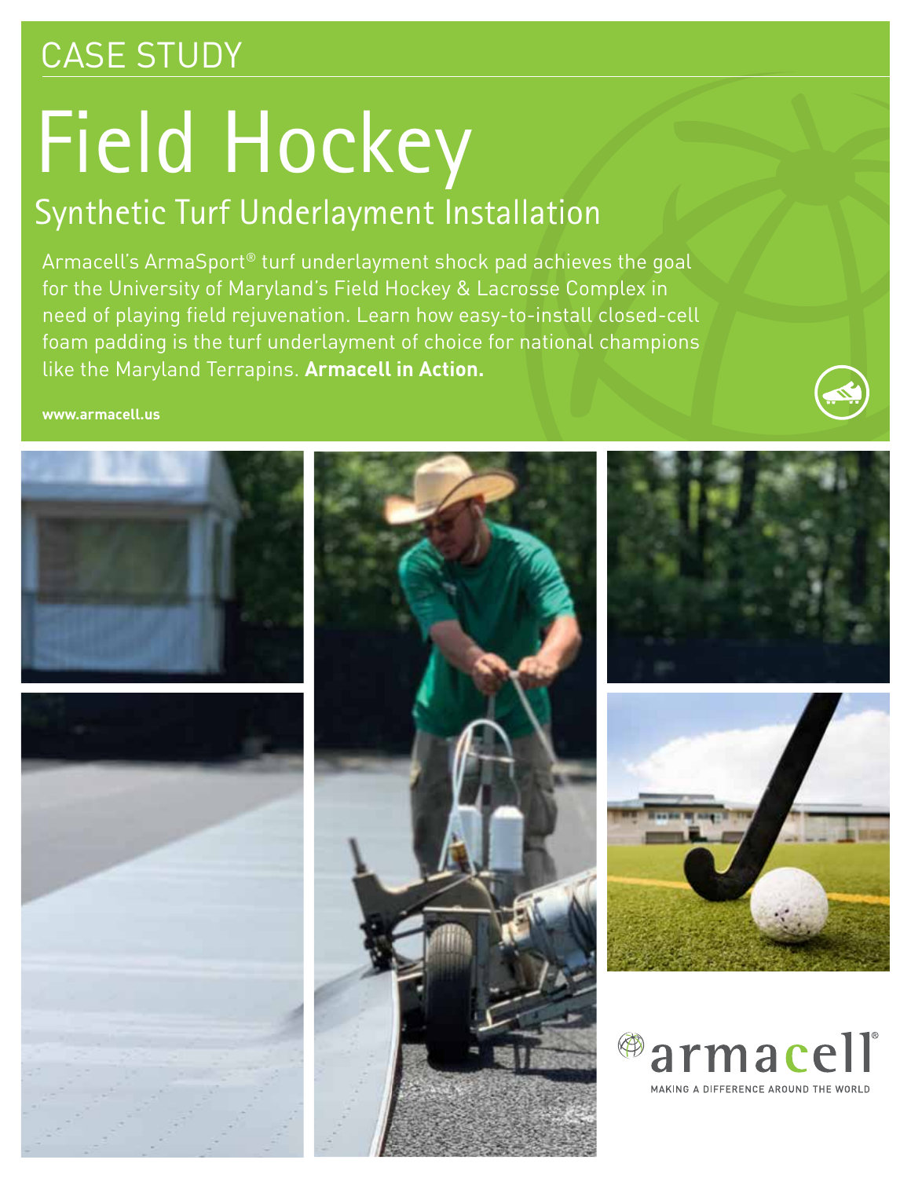CASE STUDY

# Field Hockey

## Synthetic Turf Underlayment Installation

Armacell's ArmaSport® turf underlayment shock pad achieves the goal for the University of Maryland's Field Hockey & Lacrosse Complex in need of playing field rejuvenation. Learn how easy-to-install closed-cell foam padding is the turf underlayment of choice for national champions like the Maryland Terrapins. **Armacell in Action.**

**www.armacell.us**

armacell®

MAKING A DIFFERENCE AROUND THE WORLD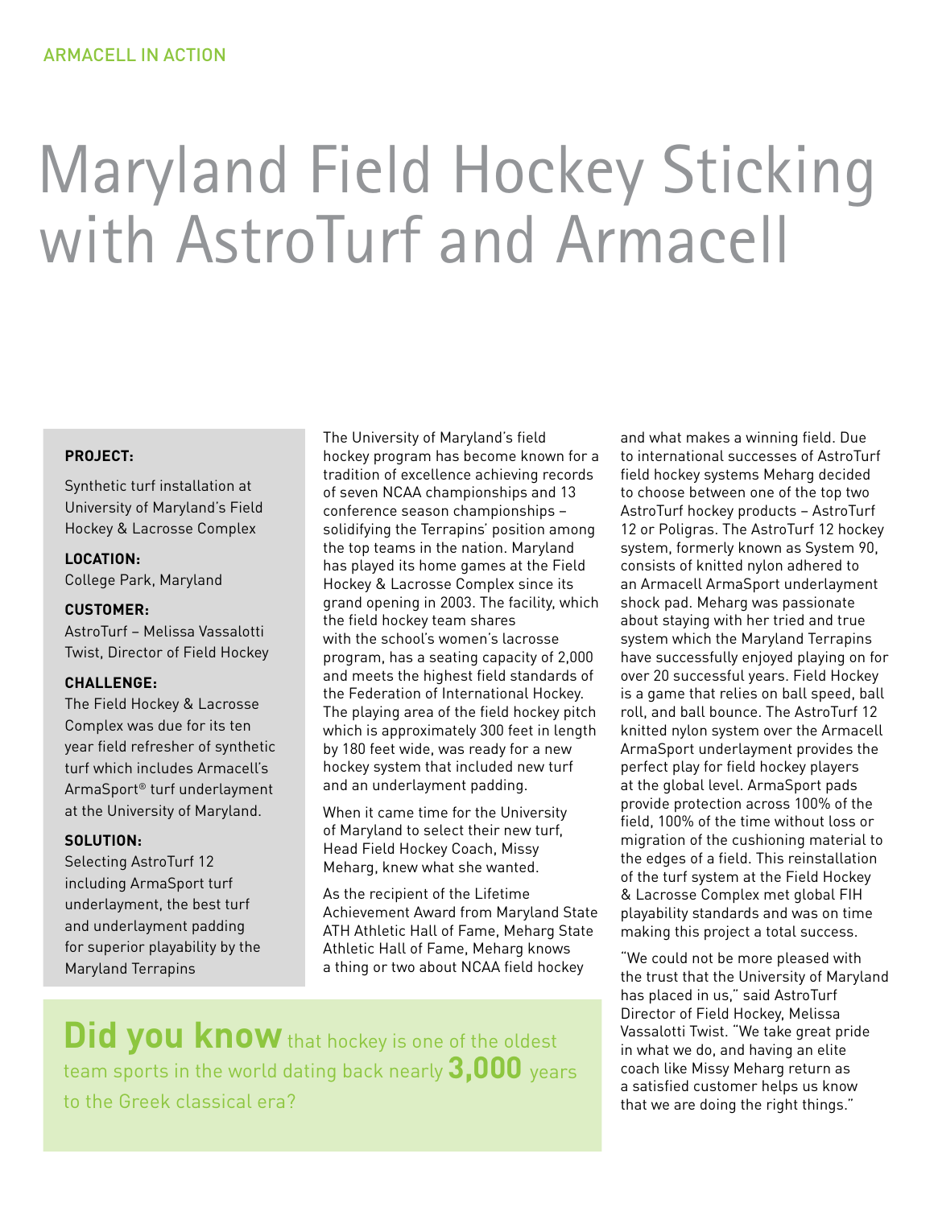ARMACELL IN ACTION

# Maryland Field Hockey Sticking with AstroTurf and Armacell

**PROJECT:**

Synthetic turf installation at University of Maryland's Field Hockey & Lacrosse Complex

**LOCATION:**

College Park, Maryland

**CUSTOMER:**

AstroTurf – Melissa Vassalotti Twist, Director of Field Hockey

**CHALLENGE:**

The Field Hockey & Lacrosse Complex was due for its ten year field refresher of synthetic turf which includes Armacell's ArmaSport® turf underlayment at the University of Maryland.

**SOLUTION:**

Selecting AstroTurf 12 including ArmaSport turf underlayment, the best turf and underlayment padding for superior playability by the Maryland Terrapins

The University of Maryland's field hockey program has become known for a tradition of excellence achieving records of seven NCAA championships and 13 conference season championships – solidifying the Terrapins' position among the top teams in the nation. Maryland has played its home games at the Field Hockey & Lacrosse Complex since its grand opening in 2003. The facility, which the field hockey team shares with the school's women's lacrosse program, has a seating capacity of 2,000 and meets the highest field standards of the Federation of International Hockey. The playing area of the field hockey pitch which is approximately 300 feet in length by 180 feet wide, was ready for a new hockey system that included new turf and an underlayment padding.

When it came time for the University of Maryland to select their new turf, Head Field Hockey Coach, Missy Meharg, knew what she wanted.

As the recipient of the Lifetime Achievement Award from Maryland State ATH Athletic Hall of Fame, Meharg State Athletic Hall of Fame, Meharg knows a thing or two about NCAA field hockey and what makes a winning field. Due to international successes of AstroTurf field hockey systems Meharg decided to choose between one of the top two AstroTurf hockey products – AstroTurf 12 or Poligras. The AstroTurf 12 hockey system, formerly known as System 90, consists of knitted nylon adhered to an Armacell ArmaSport underlayment shock pad. Meharg was passionate about staying with her tried and true system which the Maryland Terrapins have successfully enjoyed playing on for over 20 successful years. Field Hockey is a game that relies on ball speed, ball roll, and ball bounce. The AstroTurf 12 knitted nylon system over the Armacell ArmaSport underlayment provides the perfect play for field hockey players at the global level. ArmaSport pads provide protection across 100% of the field, 100% of the time without loss or migration of the cushioning material to the edges of a field. This reinstallation of the turf system at the Field Hockey & Lacrosse Complex met global FIH playability standards and was on time making this project a total success.

"We could not be more pleased with the trust that the University of Maryland has placed in us," said AstroTurf Director of Field Hockey, Melissa Vassalotti Twist. "We take great pride in what we do, and having an elite coach like Missy Meharg return as a satisfied customer helps us know that we are doing the right things."

**Did you know** that hockey is one of the oldest team sports in the world dating back nearly **3,000** years to the Greek classical era?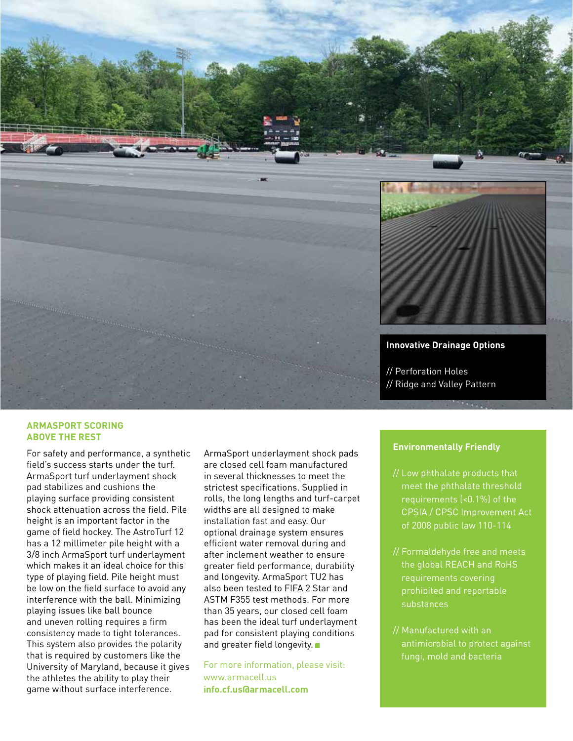**Innovative Drainage Options**

// Perforation Holes
// Ridge and Valley Pattern

## ARMASPORT SCORING ABOVE THE REST

For safety and performance, a synthetic field's success starts under the turf. ArmaSport turf underlayment shock pad stabilizes and cushions the playing surface providing consistent shock attenuation across the field. Pile height is an important factor in the game of field hockey. The AstroTurf 12 has a 12 millimeter pile height with a 3/8 inch ArmaSport turf underlayment which makes it an ideal choice for this type of playing field. Pile height must be low on the field surface to avoid any interference with the ball. Minimizing playing issues like ball bounce and uneven rolling requires a firm consistency made to tight tolerances. This system also provides the polarity that is required by customers like the University of Maryland, because it gives the athletes the ability to play their game without surface interference.

ArmaSport underlayment shock pads are closed cell foam manufactured in several thicknesses to meet the strictest specifications. Supplied in rolls, the long lengths and turf-carpet widths are all designed to make installation fast and easy. Our optional drainage system ensures efficient water removal during and after inclement weather to ensure greater field performance, durability and longevity. ArmaSport TU2 has also been tested to FIFA 2 Star and ASTM F355 test methods. For more than 35 years, our closed cell foam has been the ideal turf underlayment pad for consistent playing conditions and greater field longevity.

For more information, please visit:
www.armacell.us
**info.cf.us@armacell.com**

**Environmentally Friendly**

// Low phthalate products that meet the phthalate threshold requirements (<0.1%) of the CPSIA / CPSC Improvement Act of 2008 public law 110-114

// Formaldehyde free and meets the global REACH and RoHS requirements covering prohibited and reportable substances

// Manufactured with an antimicrobial to protect against fungi, mold and bacteria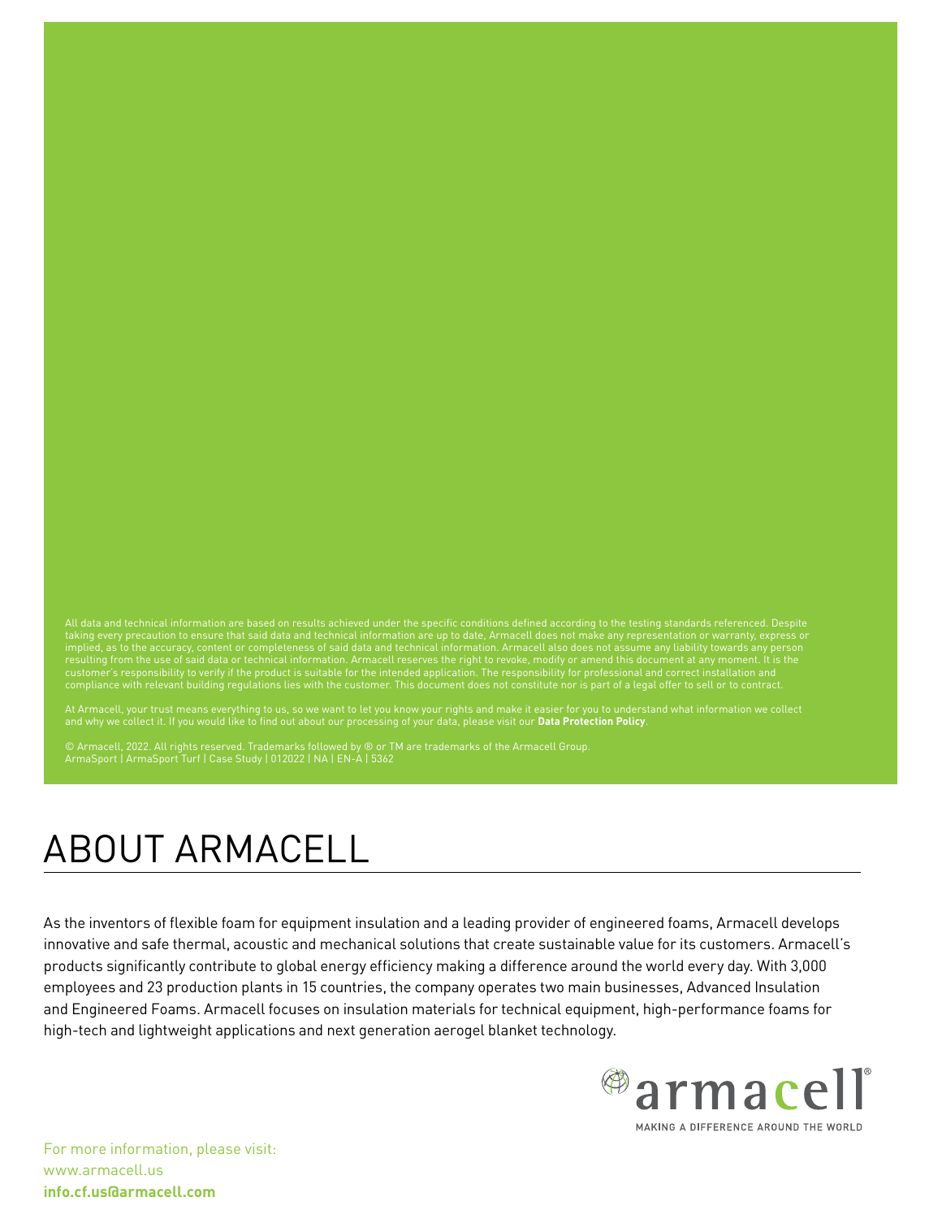All data and technical information are based on results achieved under the specific conditions defined according to the testing standards referenced. Despite taking every precaution to ensure that said data and technical information are up to date, Armacell does not make any representation or warranty, express or implied, as to the accuracy, content or completeness of said data and technical information. Armacell also does not assume any liability towards any person resulting from the use of said data or technical information. Armacell reserves the right to revoke, modify or amend this document at any moment. It is the customer's responsibility to verify if the product is suitable for the intended application. The responsibility for professional and correct installation and compliance with relevant building regulations lies with the customer. This document does not constitute nor is part of a legal offer to sell or to contract.

At Armacell, your trust means everything to us, so we want to let you know your rights and make it easier for you to understand what information we collect and why we collect it. If you would like to find out about our processing of your data, please visit our **Data Protection Policy**.

© Armacell, 2022. All rights reserved. Trademarks followed by ® or TM are trademarks of the Armacell Group.
ArmaSport | ArmaSport Turf | Case Study | 012022 | NA | EN-A | 5362

# ABOUT ARMACELL

As the inventors of flexible foam for equipment insulation and a leading provider of engineered foams, Armacell develops innovative and safe thermal, acoustic and mechanical solutions that create sustainable value for its customers. Armacell's products significantly contribute to global energy efficiency making a difference around the world every day. With 3,000 employees and 23 production plants in 15 countries, the company operates two main businesses, Advanced Insulation and Engineered Foams. Armacell focuses on insulation materials for technical equipment, high-performance foams for high-tech and lightweight applications and next generation aerogel blanket technology.

armacell®
MAKING A DIFFERENCE AROUND THE WORLD

For more information, please visit:
www.armacell.us
**info.cf.us@armacell.com**